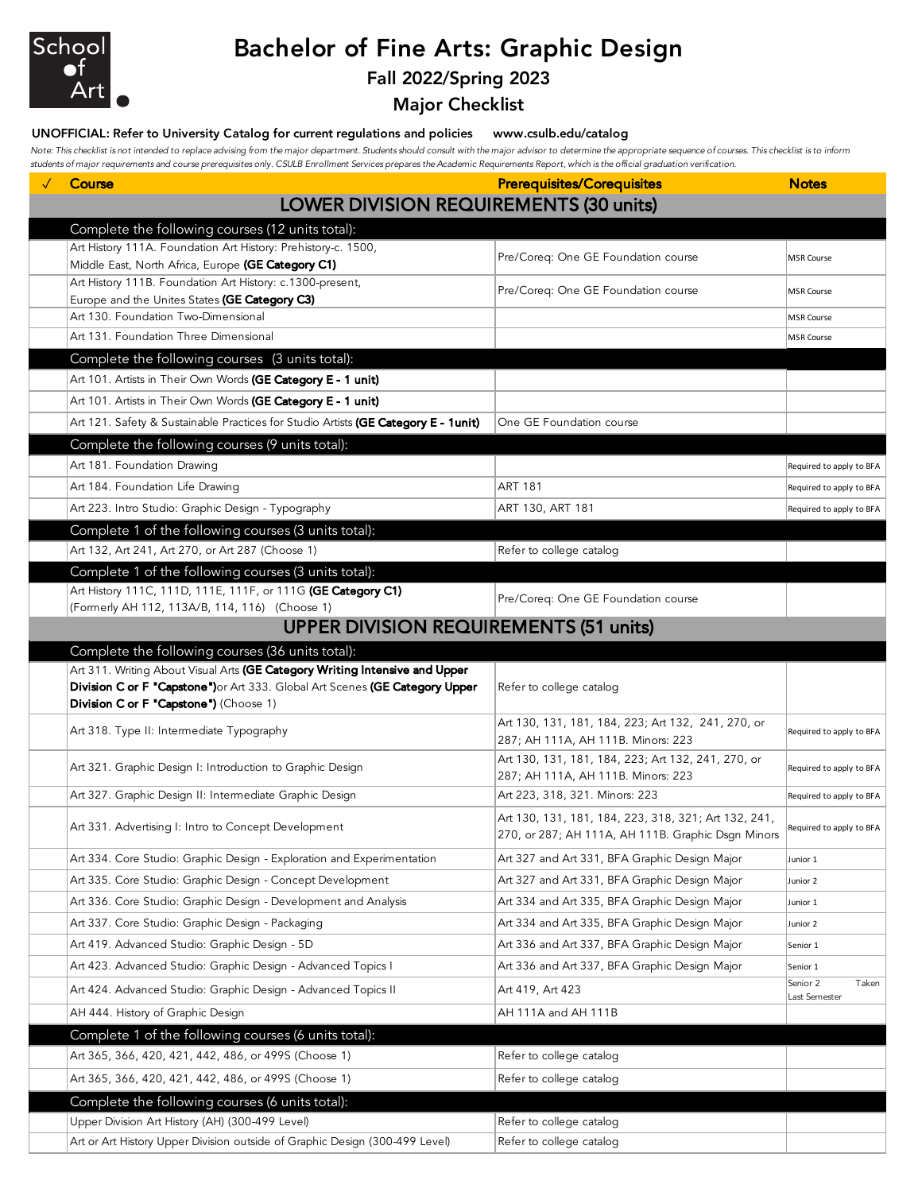School of Art

# Bachelor of Fine Arts: Graphic Design

## Fall 2022/Spring 2023

## Major Checklist

**UNOFFICIAL: Refer to University Catalog for current regulations and policies www.csulb.edu/catalog**

*Note: This checklist is not intended to replace advising from the major department. Students should consult with the major advisor to determine the appropriate sequence of courses. This checklist is to inform students of major requirements and course prerequisites only. CSULB Enrollment Services prepares the Academic Requirements Report, which is the official graduation verification.*

| ✓ | Course | Prerequisites/Corequisites | Notes |
|---|---|---|---|
| | **LOWER DIVISION REQUIREMENTS (30 units)** | | |
| | Complete the following courses (12 units total): | | |
| | Art History 111A. Foundation Art History: Prehistory-c. 1500, Middle East, North Africa, Europe **(GE Category C1)** | Pre/Coreq: One GE Foundation course | MSR Course |
| | Art History 111B. Foundation Art History: c.1300-present, Europe and the Unites States **(GE Category C3)** | Pre/Coreq: One GE Foundation course | MSR Course |
| | Art 130. Foundation Two-Dimensional | | MSR Course |
| | Art 131. Foundation Three Dimensional | | MSR Course |
| | Complete the following courses (3 units total): | | |
| | Art 101. Artists in Their Own Words **(GE Category E - 1 unit)** | | |
| | Art 101. Artists in Their Own Words **(GE Category E - 1 unit)** | | |
| | Art 121. Safety & Sustainable Practices for Studio Artists **(GE Category E - 1unit)** | One GE Foundation course | |
| | Complete the following courses (9 units total): | | |
| | Art 181. Foundation Drawing | | Required to apply to BFA |
| | Art 184. Foundation Life Drawing | ART 181 | Required to apply to BFA |
| | Art 223. Intro Studio: Graphic Design - Typography | ART 130, ART 181 | Required to apply to BFA |
| | Complete 1 of the following courses (3 units total): | | |
| | Art 132, Art 241, Art 270, or Art 287 (Choose 1) | Refer to college catalog | |
| | Complete 1 of the following courses (3 units total): | | |
| | Art History 111C, 111D, 111E, 111F, or 111G **(GE Category C1)** (Formerly AH 112, 113A/B, 114, 116) (Choose 1) | Pre/Coreq: One GE Foundation course | |
| | **UPPER DIVISION REQUIREMENTS (51 units)** | | |
| | Complete the following courses (36 units total): | | |
| | Art 311. Writing About Visual Arts **(GE Category Writing Intensive and Upper Division C or F "Capstone")** or Art 333. Global Art Scenes **(GE Category Upper Division C or F "Capstone")** (Choose 1) | Refer to college catalog | |
| | Art 318. Type II: Intermediate Typography | Art 130, 131, 181, 184, 223; Art 132, 241, 270, or 287; AH 111A, AH 111B. Minors: 223 | Required to apply to BFA |
| | Art 321. Graphic Design I: Introduction to Graphic Design | Art 130, 131, 181, 184, 223; Art 132, 241, 270, or 287; AH 111A, AH 111B. Minors: 223 | Required to apply to BFA |
| | Art 327. Graphic Design II: Intermediate Graphic Design | Art 223, 318, 321. Minors: 223 | Required to apply to BFA |
| | Art 331. Advertising I: Intro to Concept Development | Art 130, 131, 181, 184, 223, 318, 321; Art 132, 241, 270, or 287; AH 111A, AH 111B. Graphic Dsgn Minors | Required to apply to BFA |
| | Art 334. Core Studio: Graphic Design - Exploration and Experimentation | Art 327 and Art 331, BFA Graphic Design Major | Junior 1 |
| | Art 335. Core Studio: Graphic Design - Concept Development | Art 327 and Art 331, BFA Graphic Design Major | Junior 2 |
| | Art 336. Core Studio: Graphic Design - Development and Analysis | Art 334 and Art 335, BFA Graphic Design Major | Junior 1 |
| | Art 337. Core Studio: Graphic Design - Packaging | Art 334 and Art 335, BFA Graphic Design Major | Junior 2 |
| | Art 419. Advanced Studio: Graphic Design - 5D | Art 336 and Art 337, BFA Graphic Design Major | Senior 1 |
| | Art 423. Advanced Studio: Graphic Design - Advanced Topics I | Art 336 and Art 337, BFA Graphic Design Major | Senior 1 |
| | Art 424. Advanced Studio: Graphic Design - Advanced Topics II | Art 419, Art 423 | Senior 2 Taken Last Semester |
| | AH 444. History of Graphic Design | AH 111A and AH 111B | |
| | Complete 1 of the following courses (6 units total): | | |
| | Art 365, 366, 420, 421, 442, 486, or 499S (Choose 1) | Refer to college catalog | |
| | Art 365, 366, 420, 421, 442, 486, or 499S (Choose 1) | Refer to college catalog | |
| | Complete the following courses (6 units total): | | |
| | Upper Division Art History (AH) (300-499 Level) | Refer to college catalog | |
| | Art or Art History Upper Division outside of Graphic Design (300-499 Level) | Refer to college catalog | |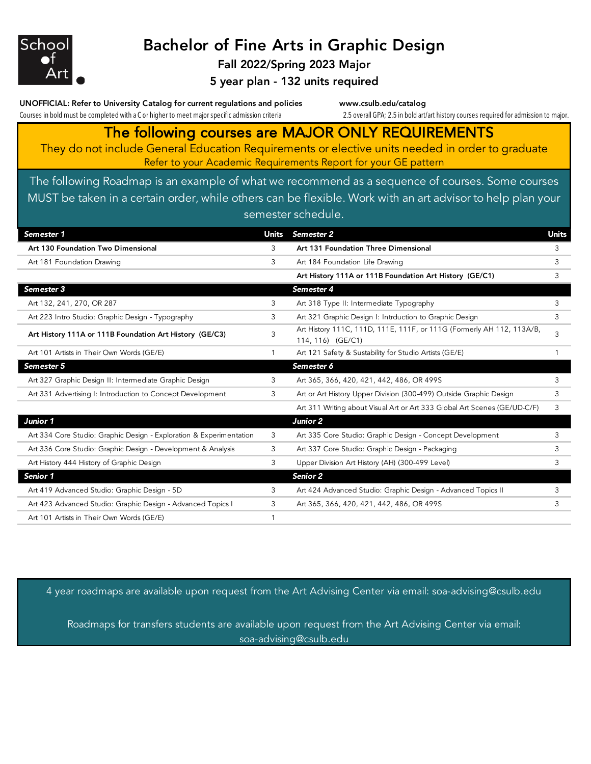School of Art

# Bachelor of Fine Arts in Graphic Design

## Fall 2022/Spring 2023 Major

## 5 year plan - 132 units required

**UNOFFICIAL: Refer to University Catalog for current regulations and policies**

Courses in bold must be completed with a C or higher to meet major specific admission criteria

**www.csulb.edu/catalog**

2.5 overall GPA; 2.5 in bold art/art history courses required for admission to major.

## The following courses are MAJOR ONLY REQUIREMENTS

They do not include General Education Requirements or elective units needed in order to graduate
Refer to your Academic Requirements Report for your GE pattern

The following Roadmap is an example of what we recommend as a sequence of courses. Some courses MUST be taken in a certain order, while others can be flexible. Work with an art advisor to help plan your semester schedule.

| *Semester 1* | Units | *Semester 2* | Units |
|---|---|---|---|
| **Art 130 Foundation Two Dimensional** | 3 | **Art 131 Foundation Three Dimensional** | 3 |
| Art 181 Foundation Drawing | 3 | Art 184 Foundation Life Drawing | 3 |
| | | **Art History 111A or 111B Foundation Art History (GE/C1)** | 3 |
| ***Semester 3*** | | ***Semester 4*** | |
| Art 132, 241, 270, OR 287 | 3 | Art 318 Type II: Intermediate Typography | 3 |
| Art 223 Intro Studio: Graphic Design - Typography | 3 | Art 321 Graphic Design I: Intrduction to Graphic Design | 3 |
| **Art History 111A or 111B Foundation Art History (GE/C3)** | 3 | Art History 111C, 111D, 111E, 111F, or 111G (Formerly AH 112, 113A/B, 114, 116) (GE/C1) | 3 |
| Art 101 Artists in Their Own Words (GE/E) | 1 | Art 121 Safety & Sustability for Studio Artists (GE/E) | 1 |
| ***Semester 5*** | | ***Semester 6*** | |
| Art 327 Graphic Design II: Intermediate Graphic Design | 3 | Art 365, 366, 420, 421, 442, 486, OR 499S | 3 |
| Art 331 Advertising I: Introduction to Concept Development | 3 | Art or Art History Upper Division (300-499) Outside Graphic Design | 3 |
| | | Art 311 Writing about Visual Art or Art 333 Global Art Scenes (GE/UD-C/F) | 3 |
| ***Junior 1*** | | ***Junior 2*** | |
| Art 334 Core Studio: Graphic Design - Exploration & Experimentation | 3 | Art 335 Core Studio: Graphic Design - Concept Development | 3 |
| Art 336 Core Studio: Graphic Design - Development & Analysis | 3 | Art 337 Core Studio: Graphic Design - Packaging | 3 |
| Art History 444 History of Graphic Design | 3 | Upper Division Art History (AH) (300-499 Level) | 3 |
| ***Senior 1*** | | ***Senior 2*** | |
| Art 419 Advanced Studio: Graphic Design - 5D | 3 | Art 424 Advanced Studio: Graphic Design - Advanced Topics II | 3 |
| Art 423 Advanced Studio: Graphic Design - Advanced Topics I | 3 | Art 365, 366, 420, 421, 442, 486, OR 499S | 3 |
| Art 101 Artists in Their Own Words (GE/E) | 1 | | |

4 year roadmaps are available upon request from the Art Advising Center via email: soa-advising@csulb.edu

Roadmaps for transfers students are available upon request from the Art Advising Center via email: soa-advising@csulb.edu